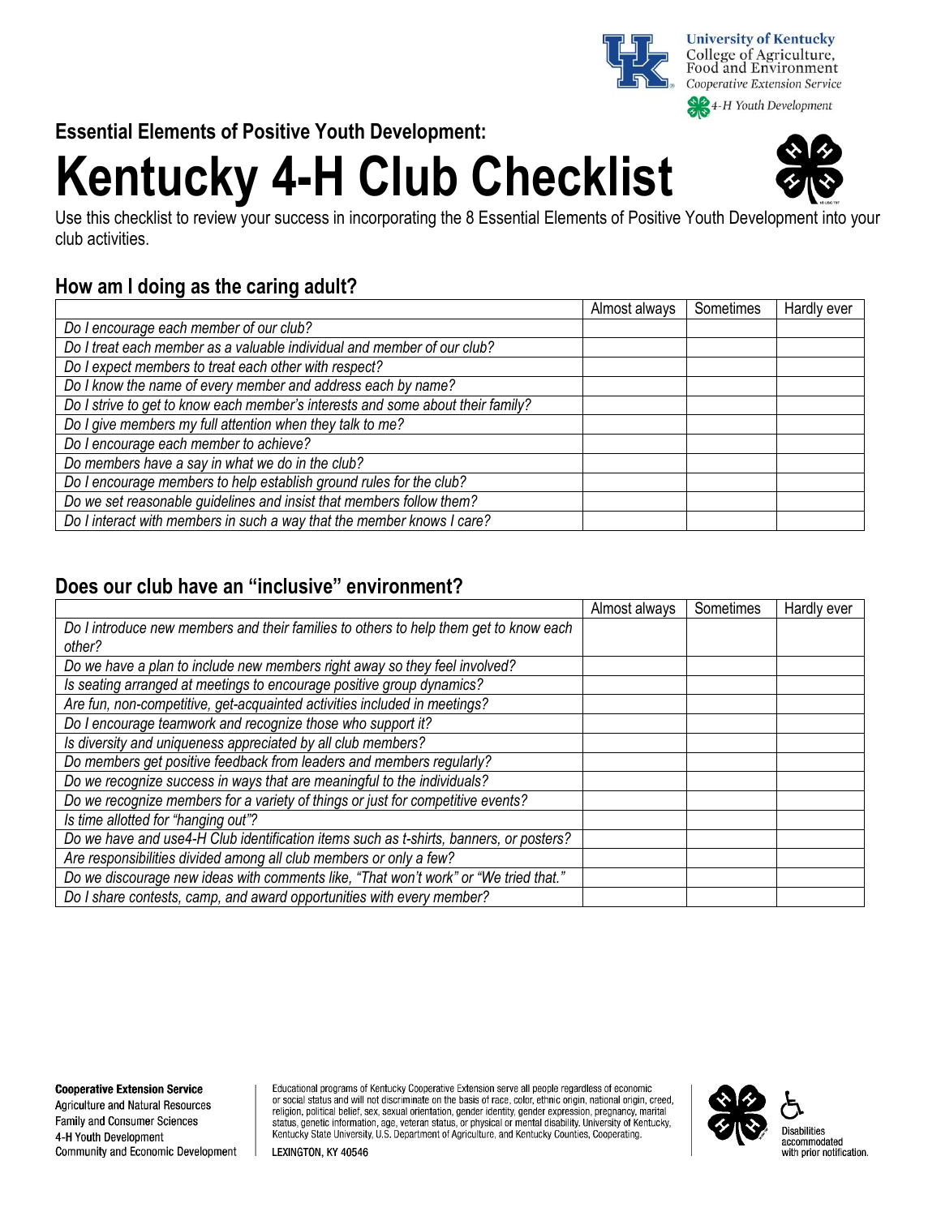University of Kentucky
College of Agriculture, Food and Environment
Cooperative Extension Service
4-H Youth Development

**Essential Elements of Positive Youth Development:**

# Kentucky 4-H Club Checklist

Use this checklist to review your success in incorporating the 8 Essential Elements of Positive Youth Development into your club activities.

## How am I doing as the caring adult?

| | Almost always | Sometimes | Hardly ever |
|---|---|---|---|
| *Do I encourage each member of our club?* | | | |
| *Do I treat each member as a valuable individual and member of our club?* | | | |
| *Do I expect members to treat each other with respect?* | | | |
| *Do I know the name of every member and address each by name?* | | | |
| *Do I strive to get to know each member's interests and some about their family?* | | | |
| *Do I give members my full attention when they talk to me?* | | | |
| *Do I encourage each member to achieve?* | | | |
| *Do members have a say in what we do in the club?* | | | |
| *Do I encourage members to help establish ground rules for the club?* | | | |
| *Do we set reasonable guidelines and insist that members follow them?* | | | |
| *Do I interact with members in such a way that the member knows I care?* | | | |

## Does our club have an "inclusive" environment?

| | Almost always | Sometimes | Hardly ever |
|---|---|---|---|
| *Do I introduce new members and their families to others to help them get to know each other?* | | | |
| *Do we have a plan to include new members right away so they feel involved?* | | | |
| *Is seating arranged at meetings to encourage positive group dynamics?* | | | |
| *Are fun, non-competitive, get-acquainted activities included in meetings?* | | | |
| *Do I encourage teamwork and recognize those who support it?* | | | |
| *Is diversity and uniqueness appreciated by all club members?* | | | |
| *Do members get positive feedback from leaders and members regularly?* | | | |
| *Do we recognize success in ways that are meaningful to the individuals?* | | | |
| *Do we recognize members for a variety of things or just for competitive events?* | | | |
| *Is time allotted for "hanging out"?* | | | |
| *Do we have and use4-H Club identification items such as t-shirts, banners, or posters?* | | | |
| *Are responsibilities divided among all club members or only a few?* | | | |
| *Do we discourage new ideas with comments like, "That won't work" or "We tried that."* | | | |
| *Do I share contests, camp, and award opportunities with every member?* | | | |

**Cooperative Extension Service**
Agriculture and Natural Resources
Family and Consumer Sciences
4-H Youth Development
Community and Economic Development

Educational programs of Kentucky Cooperative Extension serve all people regardless of economic or social status and will not discriminate on the basis of race, color, ethnic origin, national origin, creed, religion, political belief, sex, sexual orientation, gender identity, gender expression, pregnancy, marital status, genetic information, age, veteran status, or physical or mental disability. University of Kentucky, Kentucky State University, U.S. Department of Agriculture, and Kentucky Counties, Cooperating.

LEXINGTON, KY 40546

Disabilities accommodated with prior notification.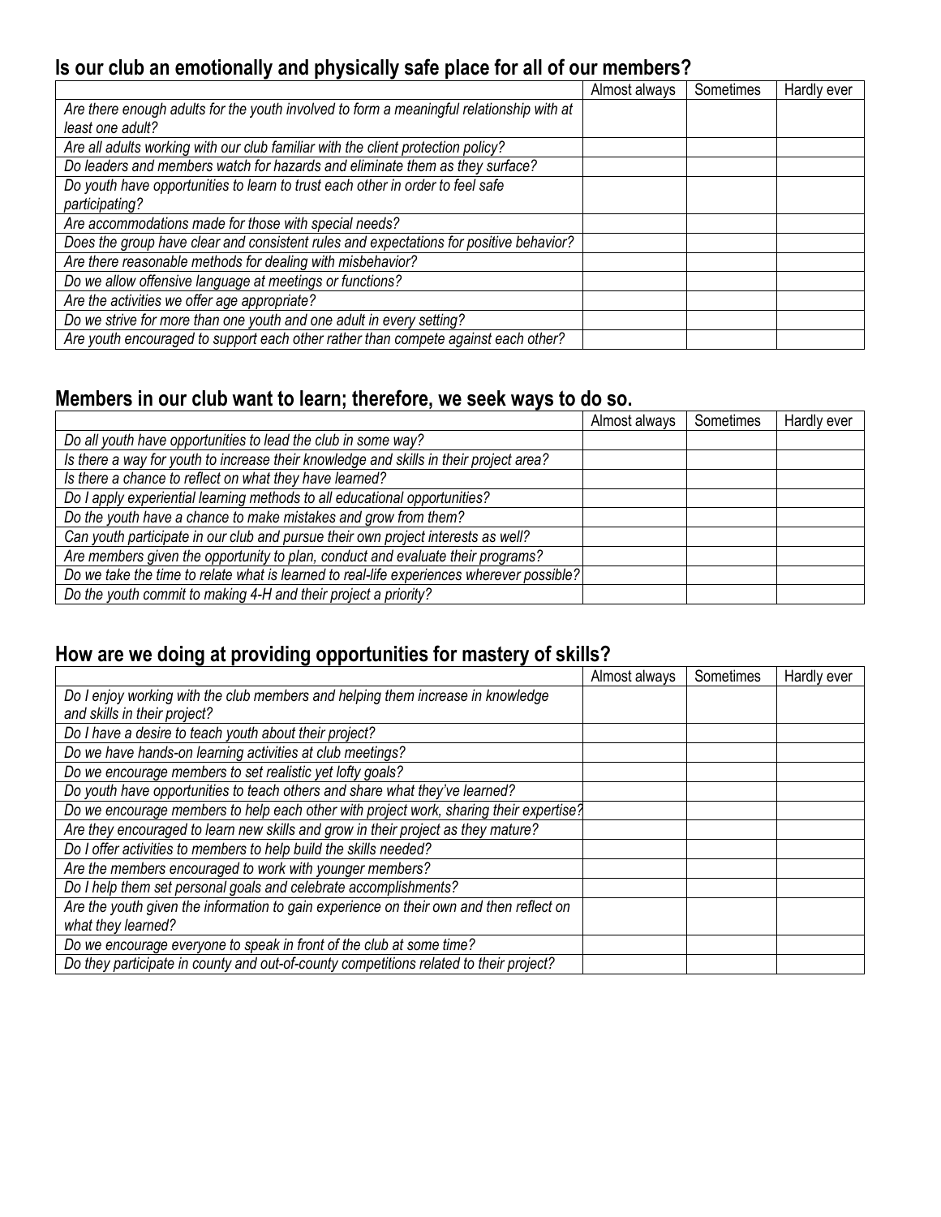## Is our club an emotionally and physically safe place for all of our members?

| | Almost always | Sometimes | Hardly ever |
|---|---|---|---|
| *Are there enough adults for the youth involved to form a meaningful relationship with at least one adult?* | | | |
| *Are all adults working with our club familiar with the client protection policy?* | | | |
| *Do leaders and members watch for hazards and eliminate them as they surface?* | | | |
| *Do youth have opportunities to learn to trust each other in order to feel safe participating?* | | | |
| *Are accommodations made for those with special needs?* | | | |
| *Does the group have clear and consistent rules and expectations for positive behavior?* | | | |
| *Are there reasonable methods for dealing with misbehavior?* | | | |
| *Do we allow offensive language at meetings or functions?* | | | |
| *Are the activities we offer age appropriate?* | | | |
| *Do we strive for more than one youth and one adult in every setting?* | | | |
| *Are youth encouraged to support each other rather than compete against each other?* | | | |

## Members in our club want to learn; therefore, we seek ways to do so.

| | Almost always | Sometimes | Hardly ever |
|---|---|---|---|
| *Do all youth have opportunities to lead the club in some way?* | | | |
| *Is there a way for youth to increase their knowledge and skills in their project area?* | | | |
| *Is there a chance to reflect on what they have learned?* | | | |
| *Do I apply experiential learning methods to all educational opportunities?* | | | |
| *Do the youth have a chance to make mistakes and grow from them?* | | | |
| *Can youth participate in our club and pursue their own project interests as well?* | | | |
| *Are members given the opportunity to plan, conduct and evaluate their programs?* | | | |
| *Do we take the time to relate what is learned to real-life experiences wherever possible?* | | | |
| *Do the youth commit to making 4-H and their project a priority?* | | | |

## How are we doing at providing opportunities for mastery of skills?

| | Almost always | Sometimes | Hardly ever |
|---|---|---|---|
| *Do I enjoy working with the club members and helping them increase in knowledge and skills in their project?* | | | |
| *Do I have a desire to teach youth about their project?* | | | |
| *Do we have hands-on learning activities at club meetings?* | | | |
| *Do we encourage members to set realistic yet lofty goals?* | | | |
| *Do youth have opportunities to teach others and share what they've learned?* | | | |
| *Do we encourage members to help each other with project work, sharing their expertise?* | | | |
| *Are they encouraged to learn new skills and grow in their project as they mature?* | | | |
| *Do I offer activities to members to help build the skills needed?* | | | |
| *Are the members encouraged to work with younger members?* | | | |
| *Do I help them set personal goals and celebrate accomplishments?* | | | |
| *Are the youth given the information to gain experience on their own and then reflect on what they learned?* | | | |
| *Do we encourage everyone to speak in front of the club at some time?* | | | |
| *Do they participate in county and out-of-county competitions related to their project?* | | | |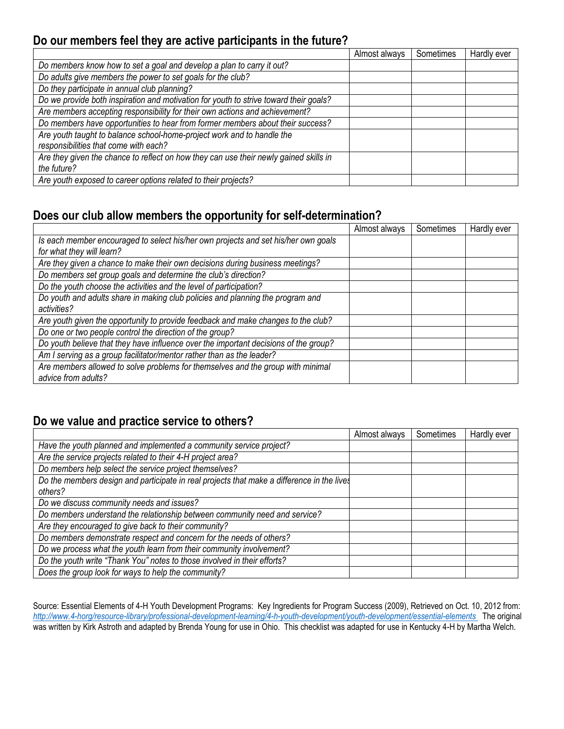## Do our members feel they are active participants in the future?

| | Almost always | Sometimes | Hardly ever |
|---|---|---|---|
| *Do members know how to set a goal and develop a plan to carry it out?* | | | |
| *Do adults give members the power to set goals for the club?* | | | |
| *Do they participate in annual club planning?* | | | |
| *Do we provide both inspiration and motivation for youth to strive toward their goals?* | | | |
| *Are members accepting responsibility for their own actions and achievement?* | | | |
| *Do members have opportunities to hear from former members about their success?* | | | |
| *Are youth taught to balance school-home-project work and to handle the responsibilities that come with each?* | | | |
| *Are they given the chance to reflect on how they can use their newly gained skills in the future?* | | | |
| *Are youth exposed to career options related to their projects?* | | | |

## Does our club allow members the opportunity for self-determination?

| | Almost always | Sometimes | Hardly ever |
|---|---|---|---|
| *Is each member encouraged to select his/her own projects and set his/her own goals for what they will learn?* | | | |
| *Are they given a chance to make their own decisions during business meetings?* | | | |
| *Do members set group goals and determine the club's direction?* | | | |
| *Do the youth choose the activities and the level of participation?* | | | |
| *Do youth and adults share in making club policies and planning the program and activities?* | | | |
| *Are youth given the opportunity to provide feedback and make changes to the club?* | | | |
| *Do one or two people control the direction of the group?* | | | |
| *Do youth believe that they have influence over the important decisions of the group?* | | | |
| *Am I serving as a group facilitator/mentor rather than as the leader?* | | | |
| *Are members allowed to solve problems for themselves and the group with minimal advice from adults?* | | | |

## Do we value and practice service to others?

| | Almost always | Sometimes | Hardly ever |
|---|---|---|---|
| *Have the youth planned and implemented a community service project?* | | | |
| *Are the service projects related to their 4-H project area?* | | | |
| *Do members help select the service project themselves?* | | | |
| *Do the members design and participate in real projects that make a difference in the lives others?* | | | |
| *Do we discuss community needs and issues?* | | | |
| *Do members understand the relationship between community need and service?* | | | |
| *Are they encouraged to give back to their community?* | | | |
| *Do members demonstrate respect and concern for the needs of others?* | | | |
| *Do we process what the youth learn from their community involvement?* | | | |
| *Do the youth write "Thank You" notes to those involved in their efforts?* | | | |
| *Does the group look for ways to help the community?* | | | |

Source: Essential Elements of 4-H Youth Development Programs: Key Ingredients for Program Success (2009), Retrieved on Oct. 10, 2012 from: *http://www.4-horg/resource-library/professional-development-learning/4-h-youth-development/youth-development/essential-elements* The original was written by Kirk Astroth and adapted by Brenda Young for use in Ohio. This checklist was adapted for use in Kentucky 4-H by Martha Welch.